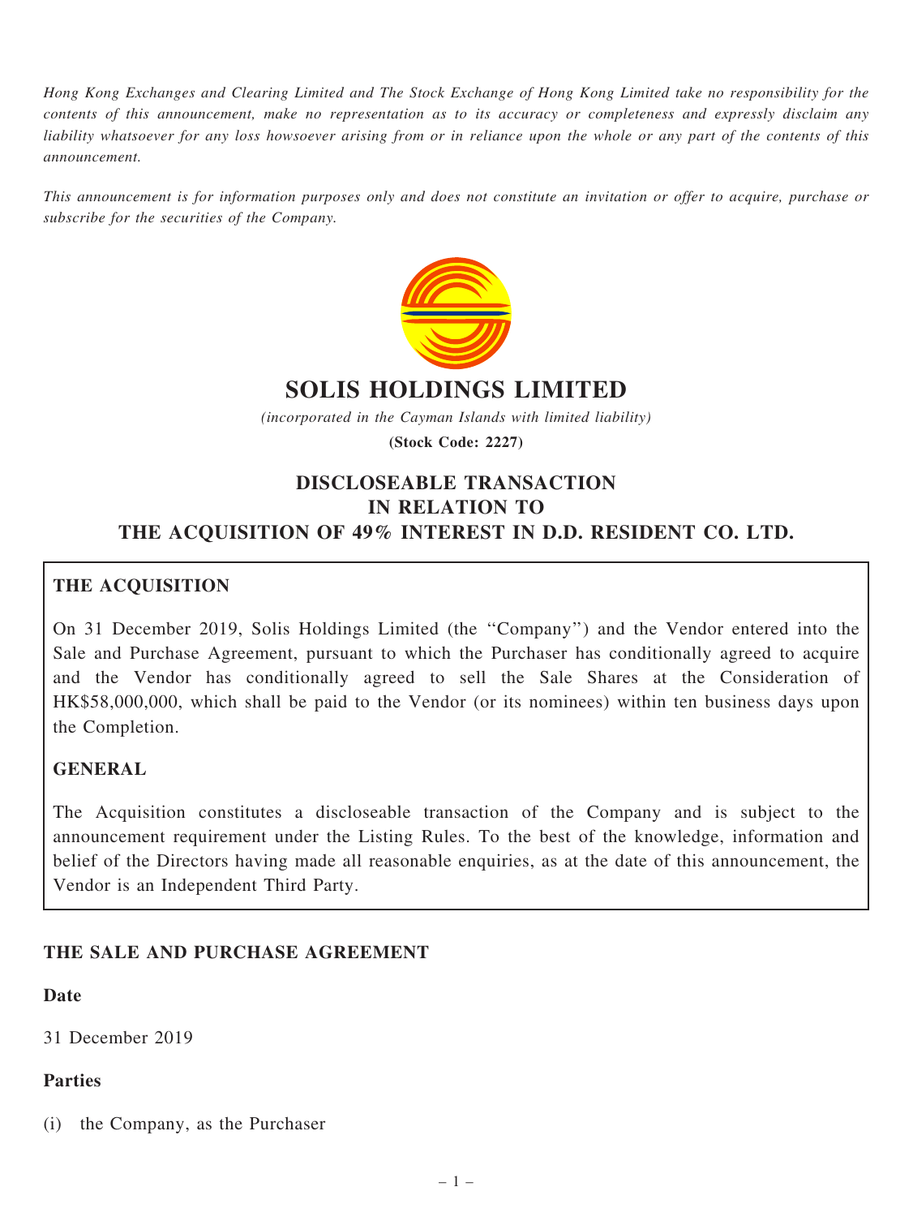*Hong Kong Exchanges and Clearing Limited and The Stock Exchange of Hong Kong Limited take no responsibility for the contents of this announcement, make no representation as to its accuracy or completeness and expressly disclaim any liability whatsoever for any loss howsoever arising from or in reliance upon the whole or any part of the contents of this announcement.*

*This announcement is for information purposes only and does not constitute an invitation or offer to acquire, purchase or subscribe for the securities of the Company.*

# SOLIS HOLDINGS LIMITED

*(incorporated in the Cayman Islands with limited liability)*

**(Stock Code: 2227)**

## DISCLOSEABLE TRANSACTION IN RELATION TO THE ACQUISITION OF 49% INTEREST IN D.D. RESIDENT CO. LTD.

### THE ACQUISITION

On 31 December 2019, Solis Holdings Limited (the "Company") and the Vendor entered into the Sale and Purchase Agreement, pursuant to which the Purchaser has conditionally agreed to acquire and the Vendor has conditionally agreed to sell the Sale Shares at the Consideration of HK$58,000,000, which shall be paid to the Vendor (or its nominees) within ten business days upon the Completion.

### GENERAL

The Acquisition constitutes a discloseable transaction of the Company and is subject to the announcement requirement under the Listing Rules. To the best of the knowledge, information and belief of the Directors having made all reasonable enquiries, as at the date of this announcement, the Vendor is an Independent Third Party.

### THE SALE AND PURCHASE AGREEMENT

**Date**

31 December 2019

**Parties**

(i) the Company, as the Purchaser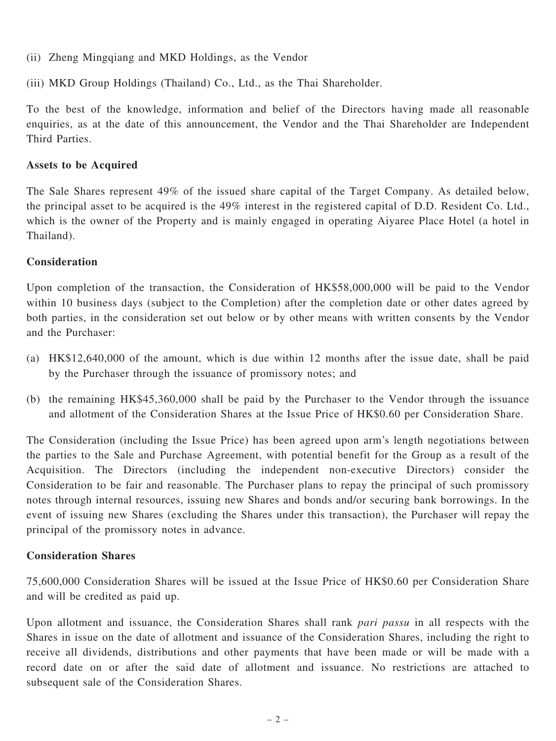(ii) Zheng Mingqiang and MKD Holdings, as the Vendor

(iii) MKD Group Holdings (Thailand) Co., Ltd., as the Thai Shareholder.

To the best of the knowledge, information and belief of the Directors having made all reasonable enquiries, as at the date of this announcement, the Vendor and the Thai Shareholder are Independent Third Parties.

**Assets to be Acquired**

The Sale Shares represent 49% of the issued share capital of the Target Company. As detailed below, the principal asset to be acquired is the 49% interest in the registered capital of D.D. Resident Co. Ltd., which is the owner of the Property and is mainly engaged in operating Aiyaree Place Hotel (a hotel in Thailand).

**Consideration**

Upon completion of the transaction, the Consideration of HK$58,000,000 will be paid to the Vendor within 10 business days (subject to the Completion) after the completion date or other dates agreed by both parties, in the consideration set out below or by other means with written consents by the Vendor and the Purchaser:

(a) HK$12,640,000 of the amount, which is due within 12 months after the issue date, shall be paid by the Purchaser through the issuance of promissory notes; and

(b) the remaining HK$45,360,000 shall be paid by the Purchaser to the Vendor through the issuance and allotment of the Consideration Shares at the Issue Price of HK$0.60 per Consideration Share.

The Consideration (including the Issue Price) has been agreed upon arm's length negotiations between the parties to the Sale and Purchase Agreement, with potential benefit for the Group as a result of the Acquisition. The Directors (including the independent non-executive Directors) consider the Consideration to be fair and reasonable. The Purchaser plans to repay the principal of such promissory notes through internal resources, issuing new Shares and bonds and/or securing bank borrowings. In the event of issuing new Shares (excluding the Shares under this transaction), the Purchaser will repay the principal of the promissory notes in advance.

**Consideration Shares**

75,600,000 Consideration Shares will be issued at the Issue Price of HK$0.60 per Consideration Share and will be credited as paid up.

Upon allotment and issuance, the Consideration Shares shall rank *pari passu* in all respects with the Shares in issue on the date of allotment and issuance of the Consideration Shares, including the right to receive all dividends, distributions and other payments that have been made or will be made with a record date on or after the said date of allotment and issuance. No restrictions are attached to subsequent sale of the Consideration Shares.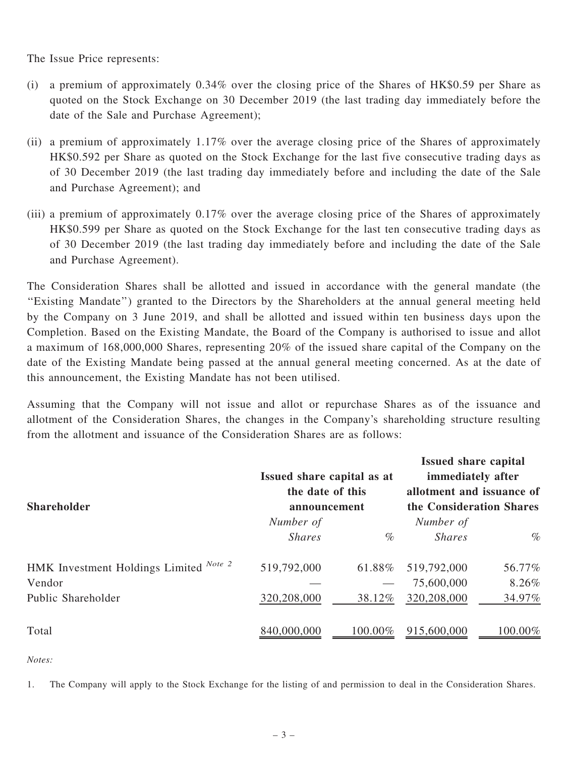The Issue Price represents:

(i) a premium of approximately 0.34% over the closing price of the Shares of HK$0.59 per Share as quoted on the Stock Exchange on 30 December 2019 (the last trading day immediately before the date of the Sale and Purchase Agreement);

(ii) a premium of approximately 1.17% over the average closing price of the Shares of approximately HK$0.592 per Share as quoted on the Stock Exchange for the last five consecutive trading days as of 30 December 2019 (the last trading day immediately before and including the date of the Sale and Purchase Agreement); and

(iii) a premium of approximately 0.17% over the average closing price of the Shares of approximately HK$0.599 per Share as quoted on the Stock Exchange for the last ten consecutive trading days as of 30 December 2019 (the last trading day immediately before and including the date of the Sale and Purchase Agreement).

The Consideration Shares shall be allotted and issued in accordance with the general mandate (the "Existing Mandate") granted to the Directors by the Shareholders at the annual general meeting held by the Company on 3 June 2019, and shall be allotted and issued within ten business days upon the Completion. Based on the Existing Mandate, the Board of the Company is authorised to issue and allot a maximum of 168,000,000 Shares, representing 20% of the issued share capital of the Company on the date of the Existing Mandate being passed at the annual general meeting concerned. As at the date of this announcement, the Existing Mandate has not been utilised.

Assuming that the Company will not issue and allot or repurchase Shares as of the issuance and allotment of the Consideration Shares, the changes in the Company's shareholding structure resulting from the allotment and issuance of the Consideration Shares are as follows:

| Shareholder | Issued share capital as at the date of this announcement | | Issued share capital immediately after allotment and issuance of the Consideration Shares | |
|---|---|---|---|---|
| | *Number of Shares* | *%* | *Number of Shares* | *%* |
| HMK Investment Holdings Limited *Note 2* | 519,792,000 | 61.88% | 519,792,000 | 56.77% |
| Vendor | — | — | 75,600,000 | 8.26% |
| Public Shareholder | 320,208,000 | 38.12% | 320,208,000 | 34.97% |
| Total | 840,000,000 | 100.00% | 915,600,000 | 100.00% |

*Notes:*

1. The Company will apply to the Stock Exchange for the listing of and permission to deal in the Consideration Shares.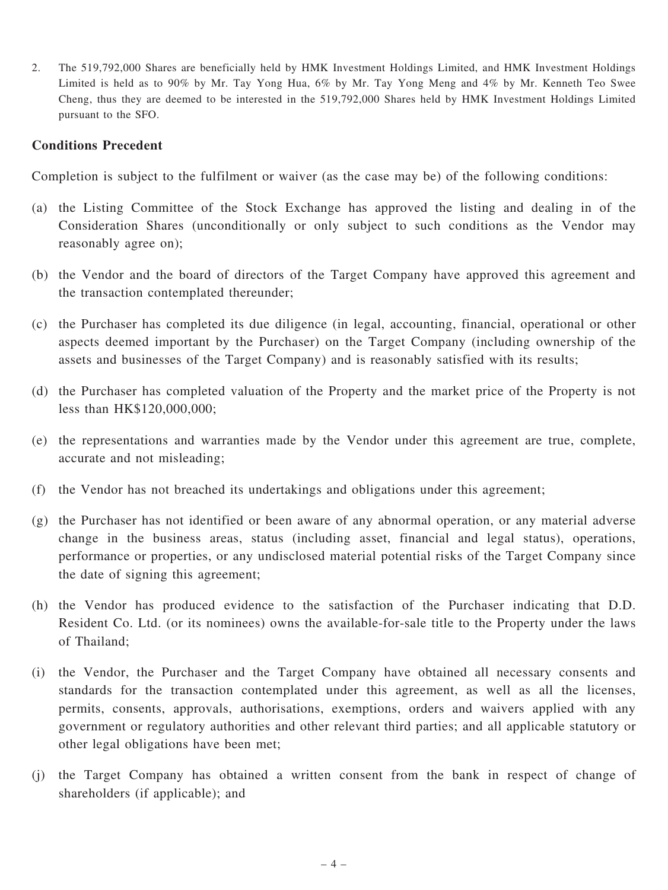2. The 519,792,000 Shares are beneficially held by HMK Investment Holdings Limited, and HMK Investment Holdings Limited is held as to 90% by Mr. Tay Yong Hua, 6% by Mr. Tay Yong Meng and 4% by Mr. Kenneth Teo Swee Cheng, thus they are deemed to be interested in the 519,792,000 Shares held by HMK Investment Holdings Limited pursuant to the SFO.

**Conditions Precedent**

Completion is subject to the fulfilment or waiver (as the case may be) of the following conditions:

(a) the Listing Committee of the Stock Exchange has approved the listing and dealing in of the Consideration Shares (unconditionally or only subject to such conditions as the Vendor may reasonably agree on);

(b) the Vendor and the board of directors of the Target Company have approved this agreement and the transaction contemplated thereunder;

(c) the Purchaser has completed its due diligence (in legal, accounting, financial, operational or other aspects deemed important by the Purchaser) on the Target Company (including ownership of the assets and businesses of the Target Company) and is reasonably satisfied with its results;

(d) the Purchaser has completed valuation of the Property and the market price of the Property is not less than HK$120,000,000;

(e) the representations and warranties made by the Vendor under this agreement are true, complete, accurate and not misleading;

(f) the Vendor has not breached its undertakings and obligations under this agreement;

(g) the Purchaser has not identified or been aware of any abnormal operation, or any material adverse change in the business areas, status (including asset, financial and legal status), operations, performance or properties, or any undisclosed material potential risks of the Target Company since the date of signing this agreement;

(h) the Vendor has produced evidence to the satisfaction of the Purchaser indicating that D.D. Resident Co. Ltd. (or its nominees) owns the available-for-sale title to the Property under the laws of Thailand;

(i) the Vendor, the Purchaser and the Target Company have obtained all necessary consents and standards for the transaction contemplated under this agreement, as well as all the licenses, permits, consents, approvals, authorisations, exemptions, orders and waivers applied with any government or regulatory authorities and other relevant third parties; and all applicable statutory or other legal obligations have been met;

(j) the Target Company has obtained a written consent from the bank in respect of change of shareholders (if applicable); and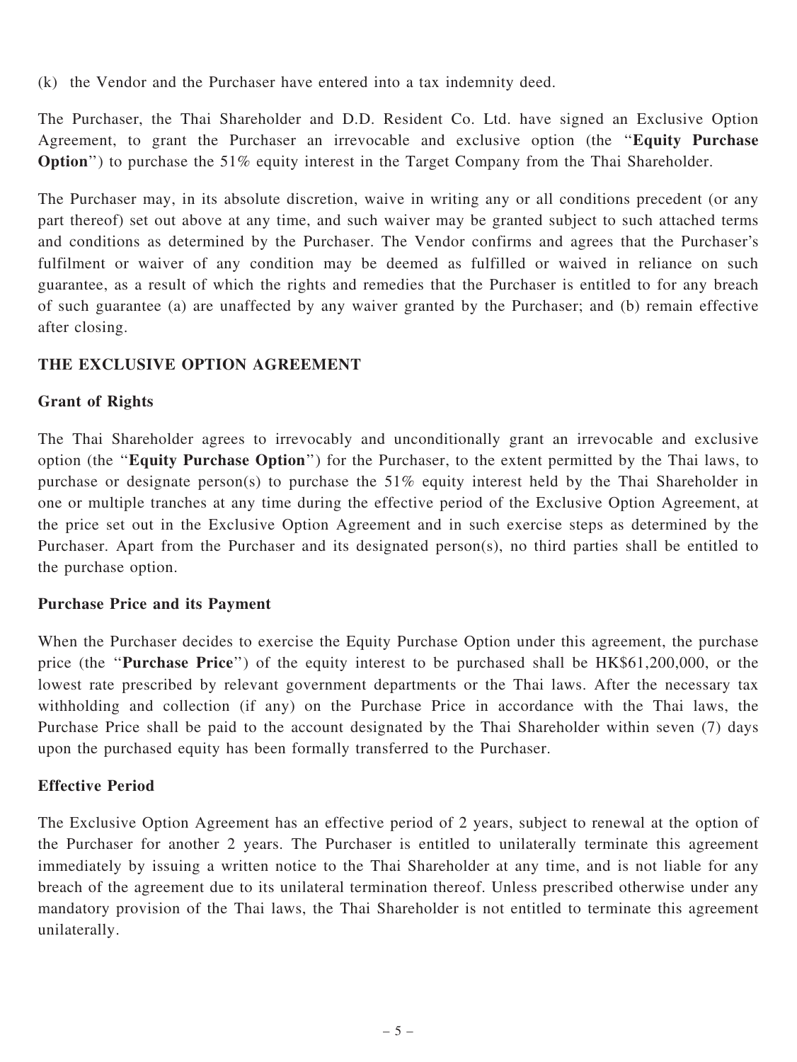(k) the Vendor and the Purchaser have entered into a tax indemnity deed.

The Purchaser, the Thai Shareholder and D.D. Resident Co. Ltd. have signed an Exclusive Option Agreement, to grant the Purchaser an irrevocable and exclusive option (the "**Equity Purchase Option**") to purchase the 51% equity interest in the Target Company from the Thai Shareholder.

The Purchaser may, in its absolute discretion, waive in writing any or all conditions precedent (or any part thereof) set out above at any time, and such waiver may be granted subject to such attached terms and conditions as determined by the Purchaser. The Vendor confirms and agrees that the Purchaser's fulfilment or waiver of any condition may be deemed as fulfilled or waived in reliance on such guarantee, as a result of which the rights and remedies that the Purchaser is entitled to for any breach of such guarantee (a) are unaffected by any waiver granted by the Purchaser; and (b) remain effective after closing.

## THE EXCLUSIVE OPTION AGREEMENT

### Grant of Rights

The Thai Shareholder agrees to irrevocably and unconditionally grant an irrevocable and exclusive option (the "**Equity Purchase Option**") for the Purchaser, to the extent permitted by the Thai laws, to purchase or designate person(s) to purchase the 51% equity interest held by the Thai Shareholder in one or multiple tranches at any time during the effective period of the Exclusive Option Agreement, at the price set out in the Exclusive Option Agreement and in such exercise steps as determined by the Purchaser. Apart from the Purchaser and its designated person(s), no third parties shall be entitled to the purchase option.

### Purchase Price and its Payment

When the Purchaser decides to exercise the Equity Purchase Option under this agreement, the purchase price (the "**Purchase Price**") of the equity interest to be purchased shall be HK$61,200,000, or the lowest rate prescribed by relevant government departments or the Thai laws. After the necessary tax withholding and collection (if any) on the Purchase Price in accordance with the Thai laws, the Purchase Price shall be paid to the account designated by the Thai Shareholder within seven (7) days upon the purchased equity has been formally transferred to the Purchaser.

### Effective Period

The Exclusive Option Agreement has an effective period of 2 years, subject to renewal at the option of the Purchaser for another 2 years. The Purchaser is entitled to unilaterally terminate this agreement immediately by issuing a written notice to the Thai Shareholder at any time, and is not liable for any breach of the agreement due to its unilateral termination thereof. Unless prescribed otherwise under any mandatory provision of the Thai laws, the Thai Shareholder is not entitled to terminate this agreement unilaterally.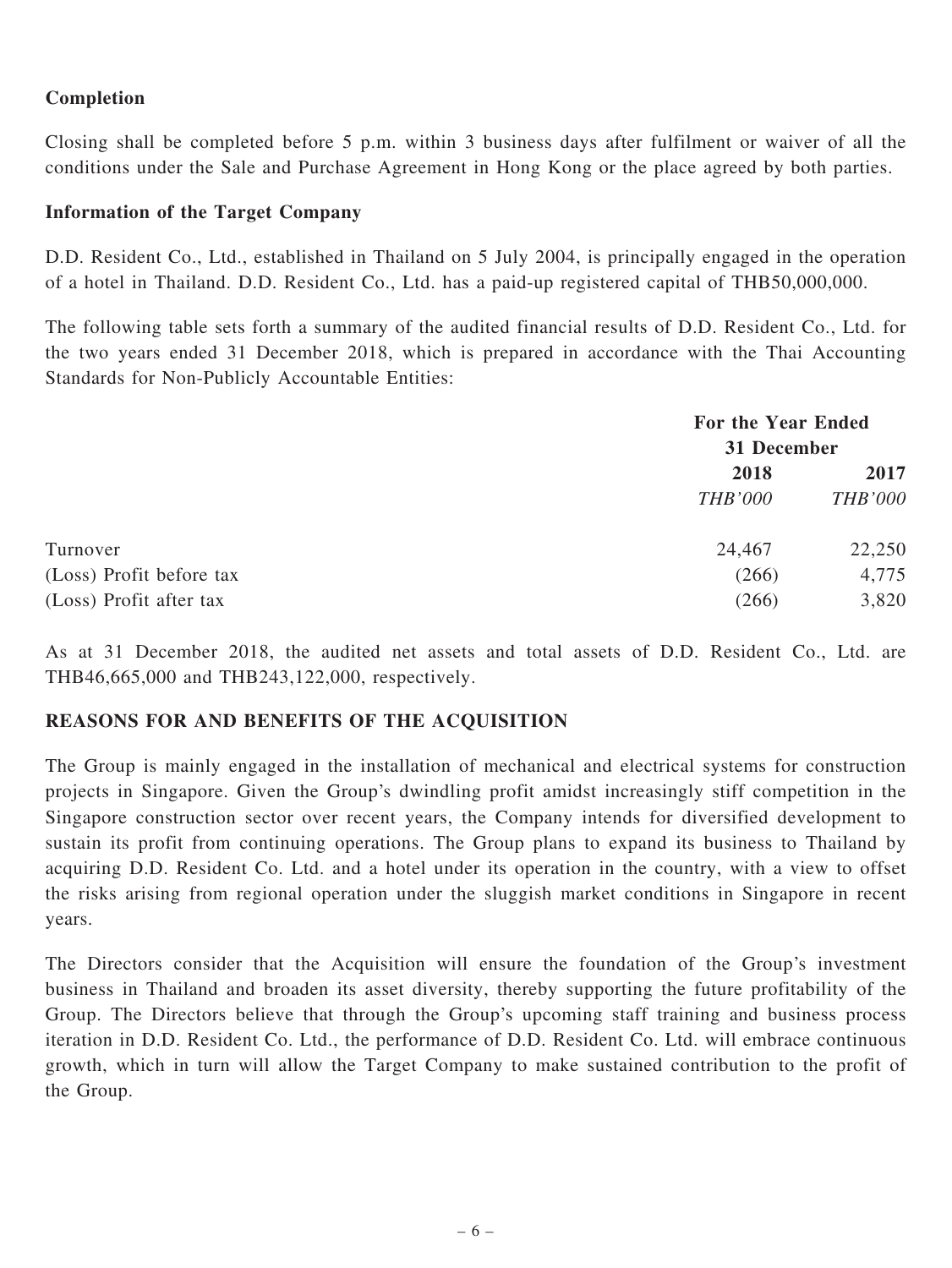**Completion**

Closing shall be completed before 5 p.m. within 3 business days after fulfilment or waiver of all the conditions under the Sale and Purchase Agreement in Hong Kong or the place agreed by both parties.

**Information of the Target Company**

D.D. Resident Co., Ltd., established in Thailand on 5 July 2004, is principally engaged in the operation of a hotel in Thailand. D.D. Resident Co., Ltd. has a paid-up registered capital of THB50,000,000.

The following table sets forth a summary of the audited financial results of D.D. Resident Co., Ltd. for the two years ended 31 December 2018, which is prepared in accordance with the Thai Accounting Standards for Non-Publicly Accountable Entities:

| | For the Year Ended 31 December | |
|---|---|---|
| | 2018 | 2017 |
| | *THB'000* | *THB'000* |
| Turnover | 24,467 | 22,250 |
| (Loss) Profit before tax | (266) | 4,775 |
| (Loss) Profit after tax | (266) | 3,820 |

As at 31 December 2018, the audited net assets and total assets of D.D. Resident Co., Ltd. are THB46,665,000 and THB243,122,000, respectively.

## REASONS FOR AND BENEFITS OF THE ACQUISITION

The Group is mainly engaged in the installation of mechanical and electrical systems for construction projects in Singapore. Given the Group's dwindling profit amidst increasingly stiff competition in the Singapore construction sector over recent years, the Company intends for diversified development to sustain its profit from continuing operations. The Group plans to expand its business to Thailand by acquiring D.D. Resident Co. Ltd. and a hotel under its operation in the country, with a view to offset the risks arising from regional operation under the sluggish market conditions in Singapore in recent years.

The Directors consider that the Acquisition will ensure the foundation of the Group's investment business in Thailand and broaden its asset diversity, thereby supporting the future profitability of the Group. The Directors believe that through the Group's upcoming staff training and business process iteration in D.D. Resident Co. Ltd., the performance of D.D. Resident Co. Ltd. will embrace continuous growth, which in turn will allow the Target Company to make sustained contribution to the profit of the Group.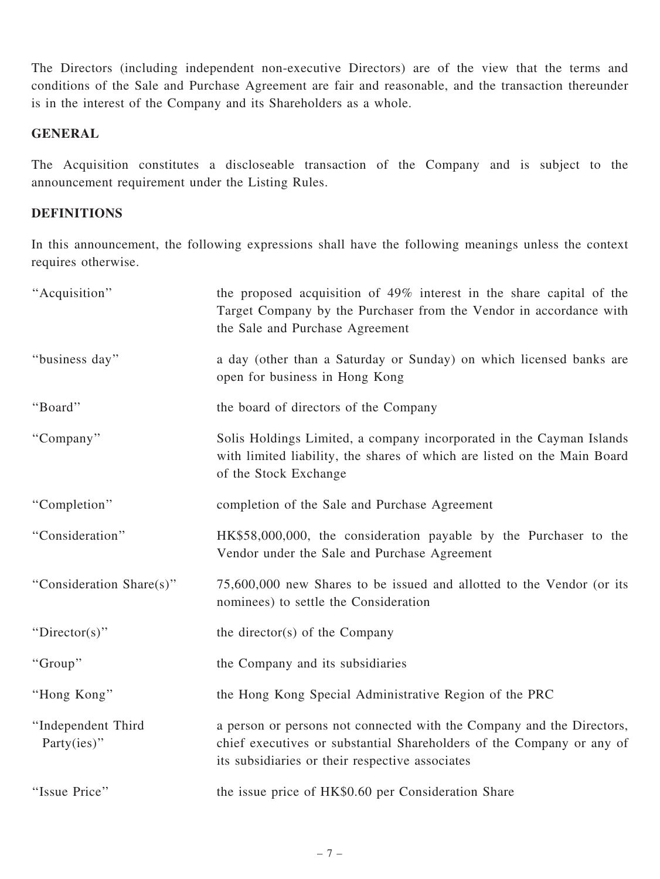The Directors (including independent non-executive Directors) are of the view that the terms and conditions of the Sale and Purchase Agreement are fair and reasonable, and the transaction thereunder is in the interest of the Company and its Shareholders as a whole.

## GENERAL

The Acquisition constitutes a discloseable transaction of the Company and is subject to the announcement requirement under the Listing Rules.

## DEFINITIONS

In this announcement, the following expressions shall have the following meanings unless the context requires otherwise.

| | |
|---|---|
| "Acquisition" | the proposed acquisition of 49% interest in the share capital of the Target Company by the Purchaser from the Vendor in accordance with the Sale and Purchase Agreement |
| "business day" | a day (other than a Saturday or Sunday) on which licensed banks are open for business in Hong Kong |
| "Board" | the board of directors of the Company |
| "Company" | Solis Holdings Limited, a company incorporated in the Cayman Islands with limited liability, the shares of which are listed on the Main Board of the Stock Exchange |
| "Completion" | completion of the Sale and Purchase Agreement |
| "Consideration" | HK$58,000,000, the consideration payable by the Purchaser to the Vendor under the Sale and Purchase Agreement |
| "Consideration Share(s)" | 75,600,000 new Shares to be issued and allotted to the Vendor (or its nominees) to settle the Consideration |
| "Director(s)" | the director(s) of the Company |
| "Group" | the Company and its subsidiaries |
| "Hong Kong" | the Hong Kong Special Administrative Region of the PRC |
| "Independent Third Party(ies)" | a person or persons not connected with the Company and the Directors, chief executives or substantial Shareholders of the Company or any of its subsidiaries or their respective associates |
| "Issue Price" | the issue price of HK$0.60 per Consideration Share |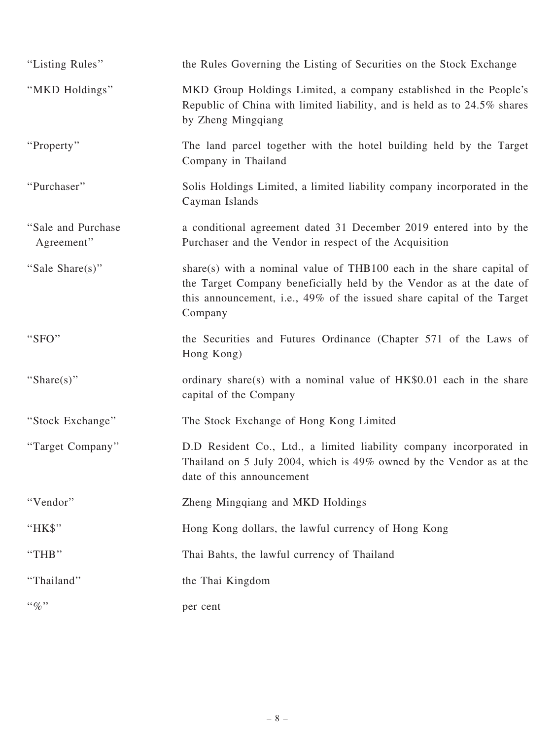| | |
|---|---|
| "Listing Rules" | the Rules Governing the Listing of Securities on the Stock Exchange |
| "MKD Holdings" | MKD Group Holdings Limited, a company established in the People's Republic of China with limited liability, and is held as to 24.5% shares by Zheng Mingqiang |
| "Property" | The land parcel together with the hotel building held by the Target Company in Thailand |
| "Purchaser" | Solis Holdings Limited, a limited liability company incorporated in the Cayman Islands |
| "Sale and Purchase Agreement" | a conditional agreement dated 31 December 2019 entered into by the Purchaser and the Vendor in respect of the Acquisition |
| "Sale Share(s)" | share(s) with a nominal value of THB100 each in the share capital of the Target Company beneficially held by the Vendor as at the date of this announcement, i.e., 49% of the issued share capital of the Target Company |
| "SFO" | the Securities and Futures Ordinance (Chapter 571 of the Laws of Hong Kong) |
| "Share(s)" | ordinary share(s) with a nominal value of HK$0.01 each in the share capital of the Company |
| "Stock Exchange" | The Stock Exchange of Hong Kong Limited |
| "Target Company" | D.D Resident Co., Ltd., a limited liability company incorporated in Thailand on 5 July 2004, which is 49% owned by the Vendor as at the date of this announcement |
| "Vendor" | Zheng Mingqiang and MKD Holdings |
| "HK$" | Hong Kong dollars, the lawful currency of Hong Kong |
| "THB" | Thai Bahts, the lawful currency of Thailand |
| "Thailand" | the Thai Kingdom |
| "%" | per cent |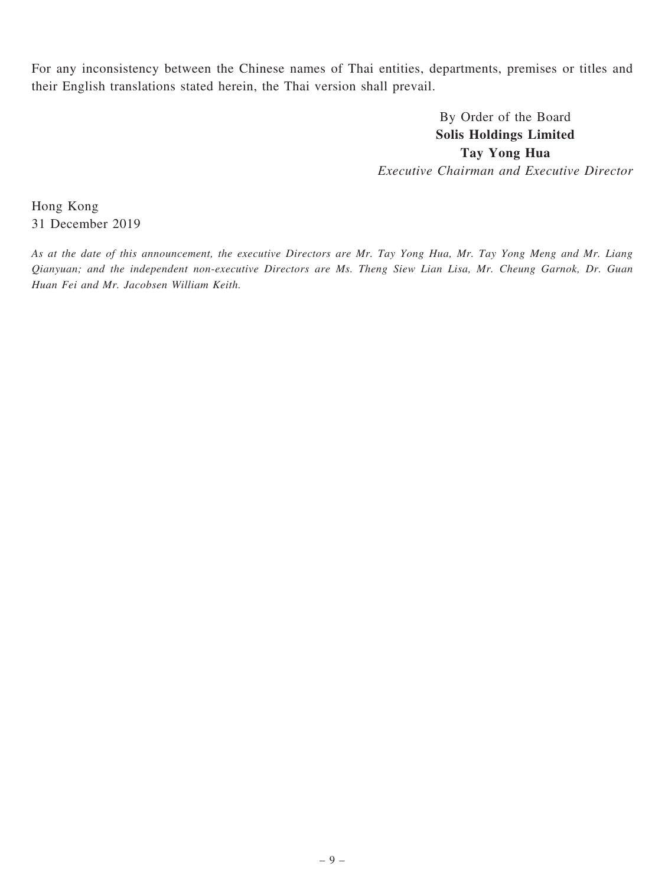For any inconsistency between the Chinese names of Thai entities, departments, premises or titles and their English translations stated herein, the Thai version shall prevail.

By Order of the Board
**Solis Holdings Limited**
**Tay Yong Hua**
*Executive Chairman and Executive Director*

Hong Kong
31 December 2019

*As at the date of this announcement, the executive Directors are Mr. Tay Yong Hua, Mr. Tay Yong Meng and Mr. Liang Qianyuan; and the independent non-executive Directors are Ms. Theng Siew Lian Lisa, Mr. Cheung Garnok, Dr. Guan Huan Fei and Mr. Jacobsen William Keith.*